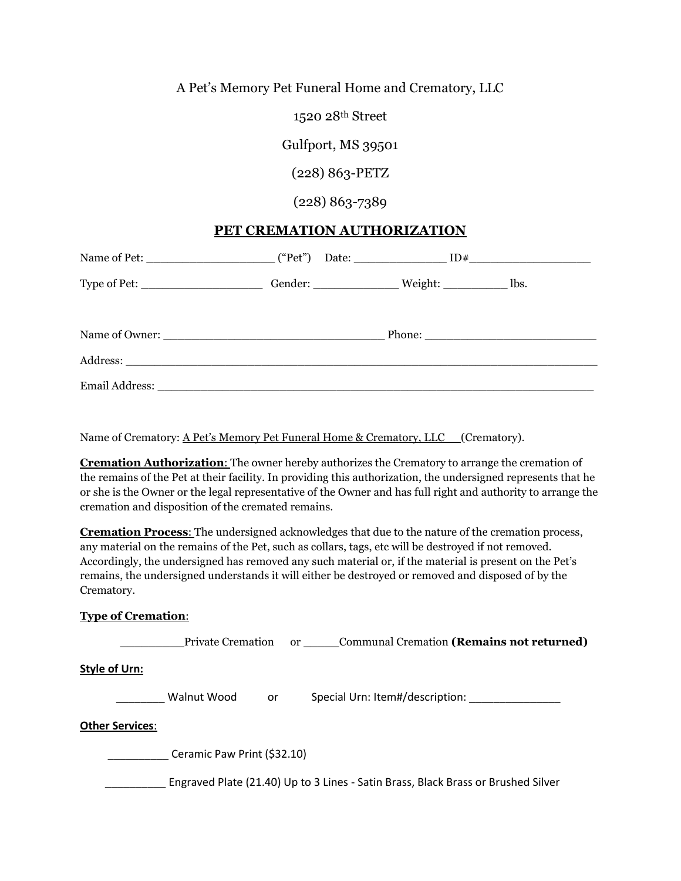A Pet's Memory Pet Funeral Home and Crematory, LLC

1520 28th Street

Gulfport, MS 39501

(228) 863-PETZ

(228) 863-7389

## PET CREMATION AUTHORIZATION

Name of Pet: ___________________ ("Pet") Date: ______________ ID#__________________

Type of Pet: __________________ Gender: ____________ Weight: _________ lbs.

Name of Owner: _________________________________ Phone: _________________________

Address: ___________________________________________________________________________

Email Address: _______________________________________________________________

Name of Crematory: A Pet's Memory Pet Funeral Home & Crematory, LLC (Crematory).

**Cremation Authorization**: The owner hereby authorizes the Crematory to arrange the cremation of the remains of the Pet at their facility. In providing this authorization, the undersigned represents that he or she is the Owner or the legal representative of the Owner and has full right and authority to arrange the cremation and disposition of the cremated remains.

**Cremation Process**: The undersigned acknowledges that due to the nature of the cremation process, any material on the remains of the Pet, such as collars, tags, etc will be destroyed if not removed. Accordingly, the undersigned has removed any such material or, if the material is present on the Pet's remains, the undersigned understands it will either be destroyed or removed and disposed of by the Crematory.

**Type of Cremation**:

__________Private Cremation or ______Communal Cremation **(Remains not returned)**

**Style of Urn:**

________ Walnut Wood or Special Urn: Item#/description: ______________

**Other Services**:

__________ Ceramic Paw Print ($32.10)

__________ Engraved Plate (21.40) Up to 3 Lines - Satin Brass, Black Brass or Brushed Silver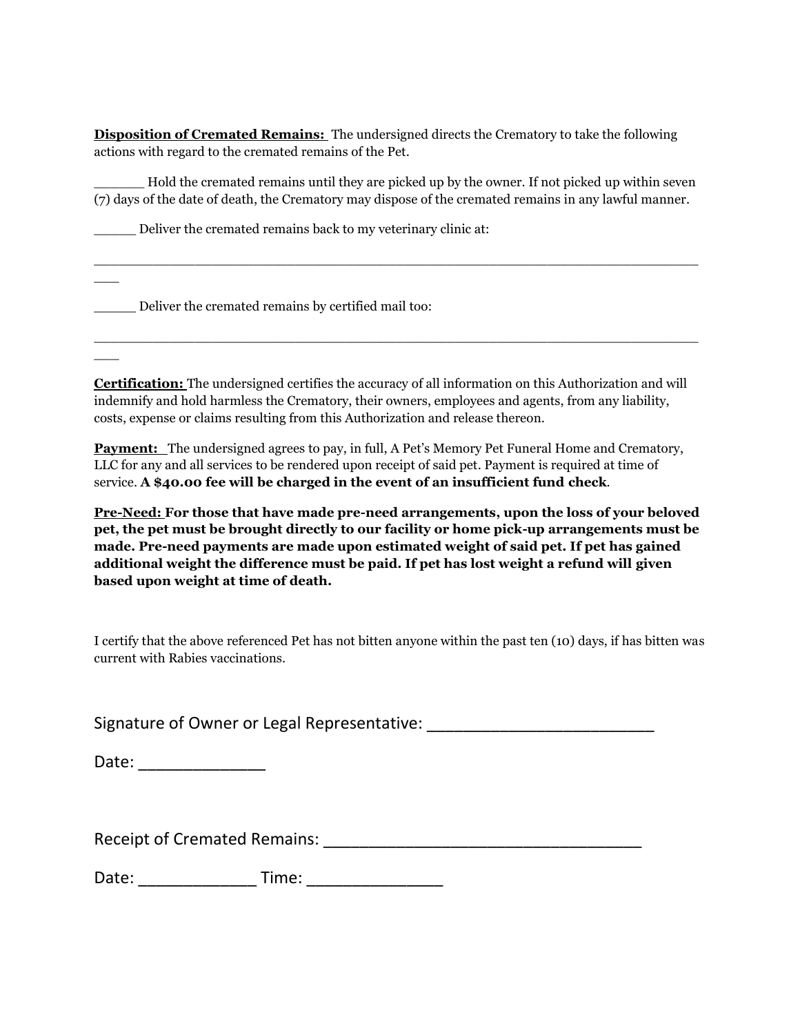**<u>Disposition of Cremated Remains:</u>** The undersigned directs the Crematory to take the following actions with regard to the cremated remains of the Pet.

______ Hold the cremated remains until they are picked up by the owner. If not picked up within seven (7) days of the date of death, the Crematory may dispose of the cremated remains in any lawful manner.

_____ Deliver the cremated remains back to my veterinary clinic at:

___________________________________________________________________________

_____ Deliver the cremated remains by certified mail too:

___________________________________________________________________________

**<u>Certification:</u>** The undersigned certifies the accuracy of all information on this Authorization and will indemnify and hold harmless the Crematory, their owners, employees and agents, from any liability, costs, expense or claims resulting from this Authorization and release thereon.

**<u>Payment:</u>** The undersigned agrees to pay, in full, A Pet's Memory Pet Funeral Home and Crematory, LLC for any and all services to be rendered upon receipt of said pet. Payment is required at time of service. **A $40.00 fee will be charged in the event of an insufficient fund check**.

**<u>Pre-Need:</u> For those that have made pre-need arrangements, upon the loss of your beloved pet, the pet must be brought directly to our facility or home pick-up arrangements must be made. Pre-need payments are made upon estimated weight of said pet. If pet has gained additional weight the difference must be paid. If pet has lost weight a refund will given based upon weight at time of death.**

I certify that the above referenced Pet has not bitten anyone within the past ten (10) days, if has bitten was current with Rabies vaccinations.

Signature of Owner or Legal Representative: ________________________

Date: _____________

Receipt of Cremated Remains: _________________________________

Date: ____________ Time: ______________